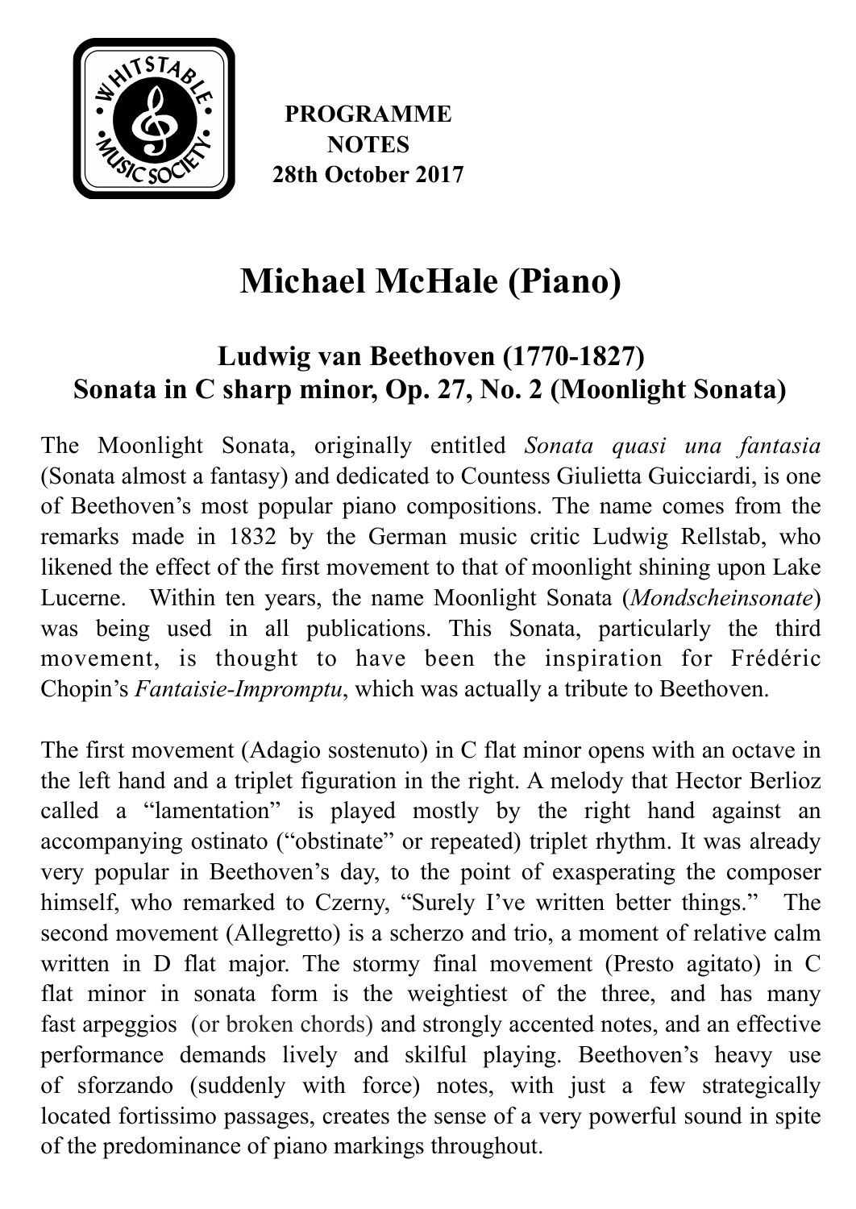**PROGRAMME NOTES 28th October 2017**

# Michael McHale (Piano)

## Ludwig van Beethoven (1770-1827)
## Sonata in C sharp minor, Op. 27, No. 2 (Moonlight Sonata)

The Moonlight Sonata, originally entitled *Sonata quasi una fantasia* (Sonata almost a fantasy) and dedicated to Countess Giulietta Guicciardi, is one of Beethoven's most popular piano compositions. The name comes from the remarks made in 1832 by the German music critic Ludwig Rellstab, who likened the effect of the first movement to that of moonlight shining upon Lake Lucerne. Within ten years, the name Moonlight Sonata (*Mondscheinsonate*) was being used in all publications. This Sonata, particularly the third movement, is thought to have been the inspiration for Frédéric Chopin's *Fantaisie-Impromptu*, which was actually a tribute to Beethoven.

The first movement (Adagio sostenuto) in C flat minor opens with an octave in the left hand and a triplet figuration in the right. A melody that Hector Berlioz called a "lamentation" is played mostly by the right hand against an accompanying ostinato ("obstinate" or repeated) triplet rhythm. It was already very popular in Beethoven's day, to the point of exasperating the composer himself, who remarked to Czerny, "Surely I've written better things." The second movement (Allegretto) is a scherzo and trio, a moment of relative calm written in D flat major. The stormy final movement (Presto agitato) in C flat minor in sonata form is the weightiest of the three, and has many fast arpeggios (or broken chords) and strongly accented notes, and an effective performance demands lively and skilful playing. Beethoven's heavy use of sforzando (suddenly with force) notes, with just a few strategically located fortissimo passages, creates the sense of a very powerful sound in spite of the predominance of piano markings throughout.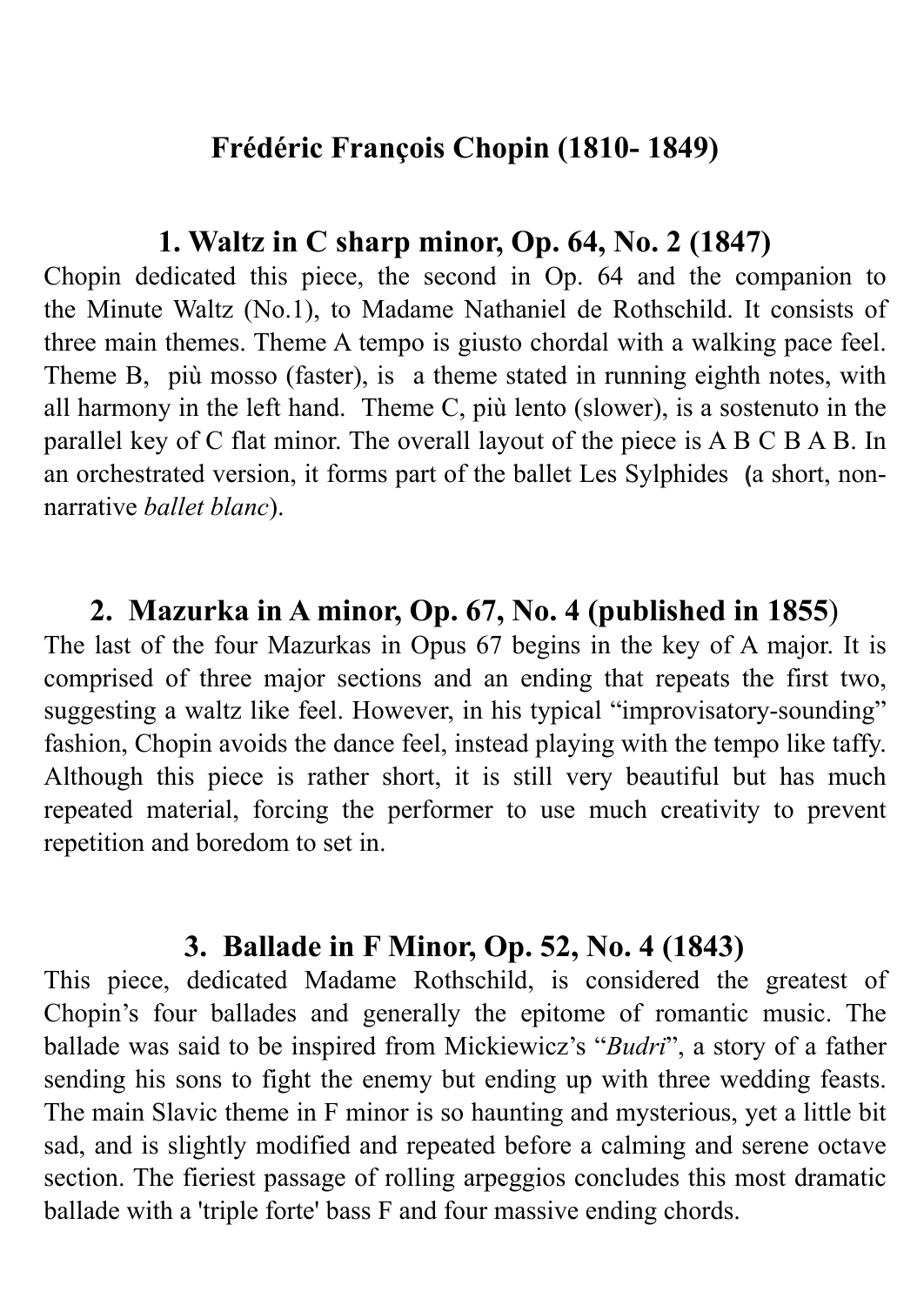# Frédéric François Chopin (1810- 1849)

## 1. Waltz in C sharp minor, Op. 64, No. 2 (1847)

Chopin dedicated this piece, the second in Op. 64 and the companion to the Minute Waltz (No.1), to Madame Nathaniel de Rothschild. It consists of three main themes. Theme A tempo is giusto chordal with a walking pace feel. Theme B, più mosso (faster), is a theme stated in running eighth notes, with all harmony in the left hand. Theme C, più lento (slower), is a sostenuto in the parallel key of C flat minor. The overall layout of the piece is A B C B A B. In an orchestrated version, it forms part of the ballet Les Sylphides (a short, non-narrative *ballet blanc*).

## 2. Mazurka in A minor, Op. 67, No. 4 (published in 1855)

The last of the four Mazurkas in Opus 67 begins in the key of A major. It is comprised of three major sections and an ending that repeats the first two, suggesting a waltz like feel. However, in his typical "improvisatory-sounding" fashion, Chopin avoids the dance feel, instead playing with the tempo like taffy. Although this piece is rather short, it is still very beautiful but has much repeated material, forcing the performer to use much creativity to prevent repetition and boredom to set in.

## 3. Ballade in F Minor, Op. 52, No. 4 (1843)

This piece, dedicated Madame Rothschild, is considered the greatest of Chopin's four ballades and generally the epitome of romantic music. The ballade was said to be inspired from Mickiewicz's "*Budri*", a story of a father sending his sons to fight the enemy but ending up with three wedding feasts. The main Slavic theme in F minor is so haunting and mysterious, yet a little bit sad, and is slightly modified and repeated before a calming and serene octave section. The fieriest passage of rolling arpeggios concludes this most dramatic ballade with a 'triple forte' bass F and four massive ending chords.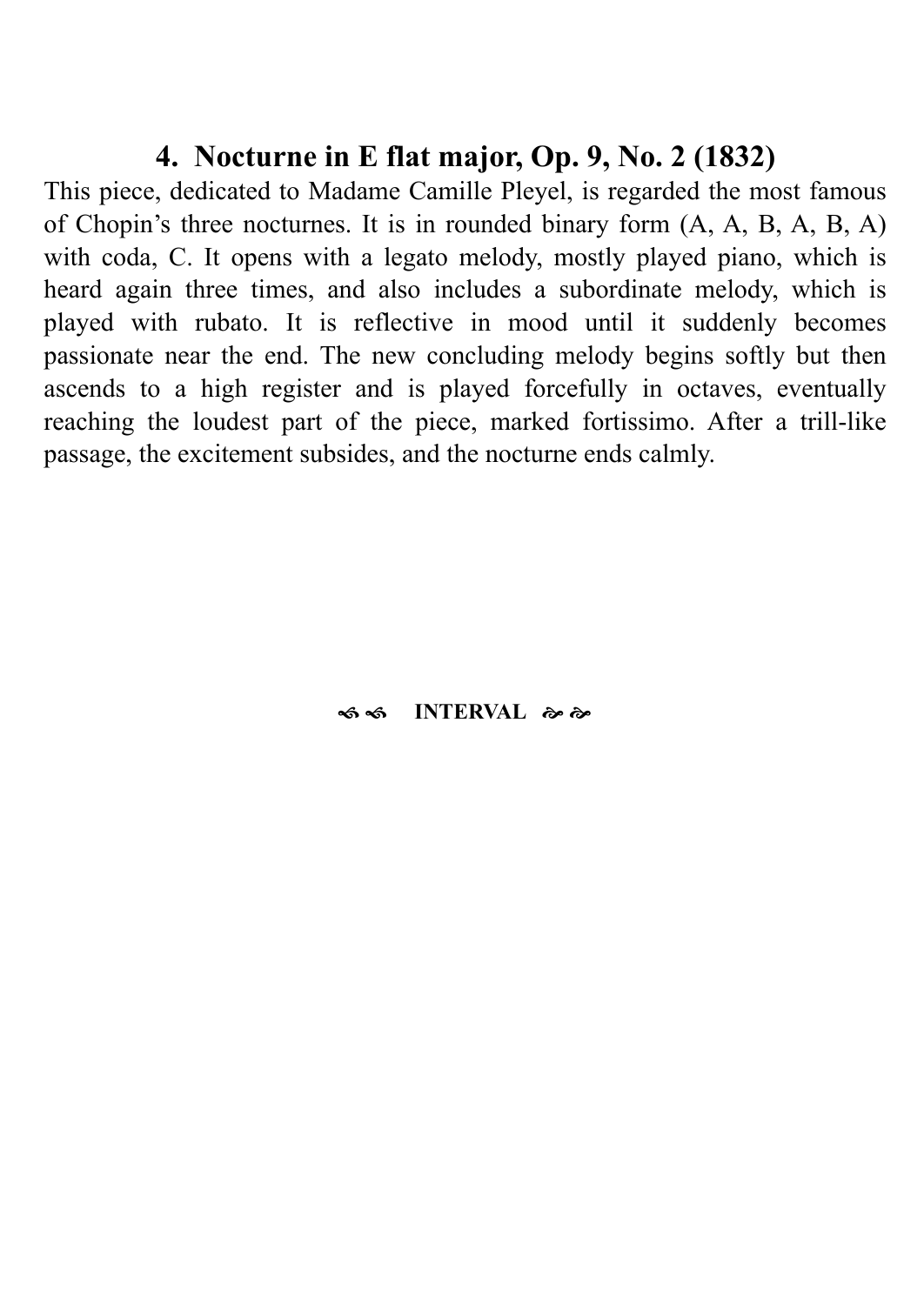## 4. Nocturne in E flat major, Op. 9, No. 2 (1832)

This piece, dedicated to Madame Camille Pleyel, is regarded the most famous of Chopin's three nocturnes. It is in rounded binary form (A, A, B, A, B, A) with coda, C. It opens with a legato melody, mostly played piano, which is heard again three times, and also includes a subordinate melody, which is played with rubato. It is reflective in mood until it suddenly becomes passionate near the end. The new concluding melody begins softly but then ascends to a high register and is played forcefully in octaves, eventually reaching the loudest part of the piece, marked fortissimo. After a trill-like passage, the excitement subsides, and the nocturne ends calmly.

**INTERVAL**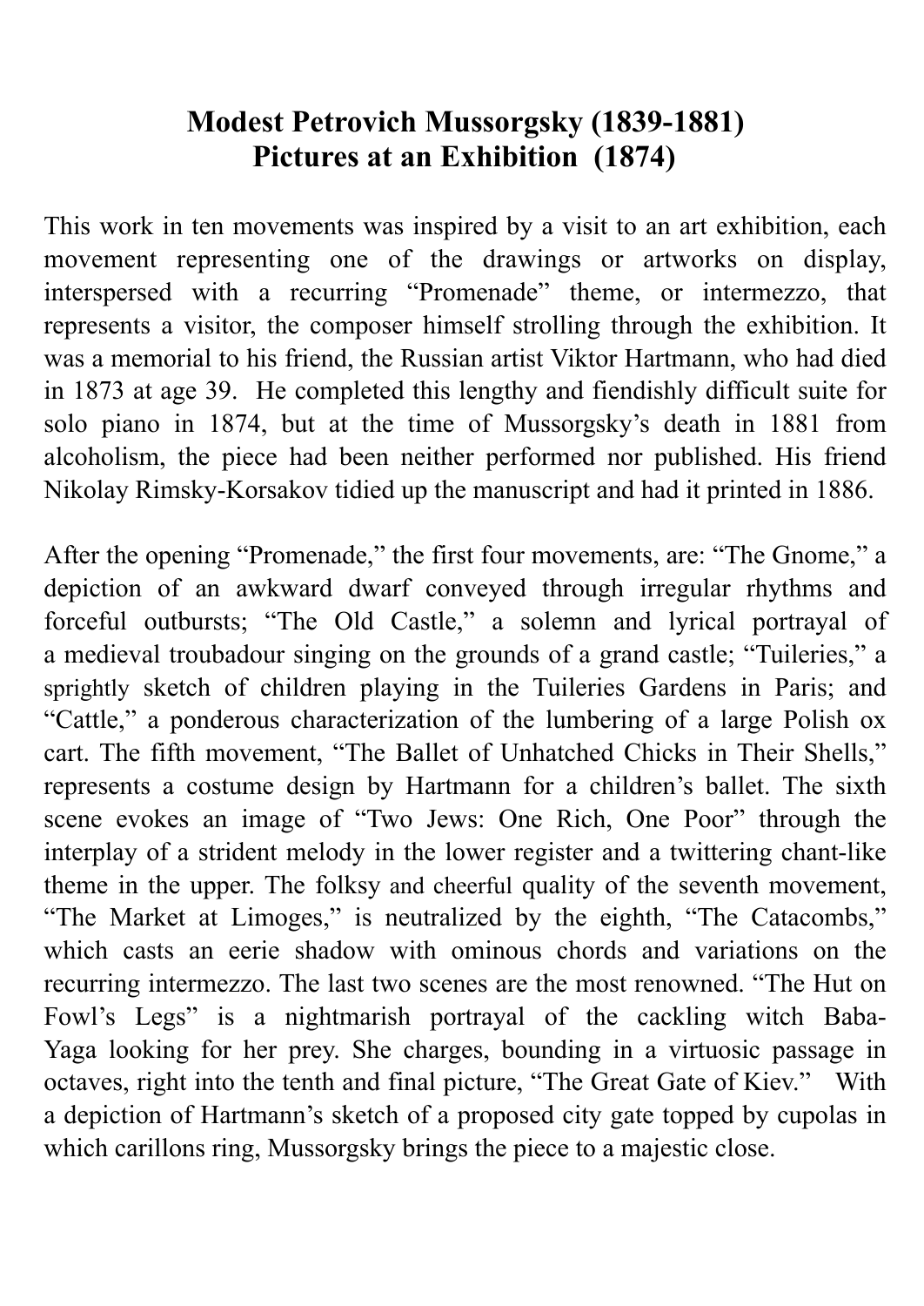# Modest Petrovich Mussorgsky (1839-1881)
# Pictures at an Exhibition (1874)

This work in ten movements was inspired by a visit to an art exhibition, each movement representing one of the drawings or artworks on display, interspersed with a recurring "Promenade" theme, or intermezzo, that represents a visitor, the composer himself strolling through the exhibition. It was a memorial to his friend, the Russian artist Viktor Hartmann, who had died in 1873 at age 39. He completed this lengthy and fiendishly difficult suite for solo piano in 1874, but at the time of Mussorgsky's death in 1881 from alcoholism, the piece had been neither performed nor published. His friend Nikolay Rimsky-Korsakov tidied up the manuscript and had it printed in 1886.

After the opening "Promenade," the first four movements, are: "The Gnome," a depiction of an awkward dwarf conveyed through irregular rhythms and forceful outbursts; "The Old Castle," a solemn and lyrical portrayal of a medieval troubadour singing on the grounds of a grand castle; "Tuileries," a sprightly sketch of children playing in the Tuileries Gardens in Paris; and "Cattle," a ponderous characterization of the lumbering of a large Polish ox cart. The fifth movement, "The Ballet of Unhatched Chicks in Their Shells," represents a costume design by Hartmann for a children's ballet. The sixth scene evokes an image of "Two Jews: One Rich, One Poor" through the interplay of a strident melody in the lower register and a twittering chant-like theme in the upper. The folksy and cheerful quality of the seventh movement, "The Market at Limoges," is neutralized by the eighth, "The Catacombs," which casts an eerie shadow with ominous chords and variations on the recurring intermezzo. The last two scenes are the most renowned. "The Hut on Fowl's Legs" is a nightmarish portrayal of the cackling witch Baba-Yaga looking for her prey. She charges, bounding in a virtuosic passage in octaves, right into the tenth and final picture, "The Great Gate of Kiev." With a depiction of Hartmann's sketch of a proposed city gate topped by cupolas in which carillons ring, Mussorgsky brings the piece to a majestic close.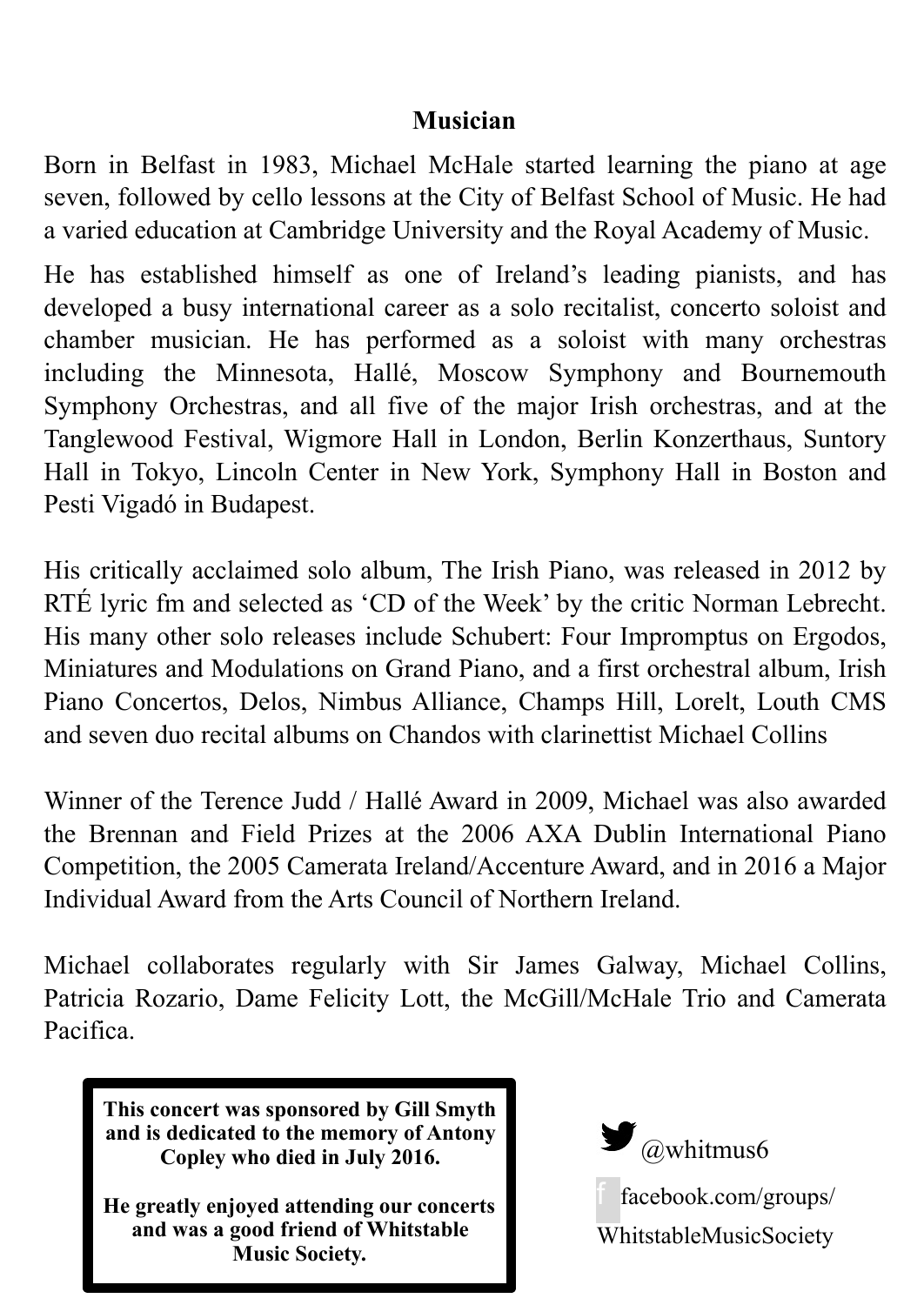## Musician

Born in Belfast in 1983, Michael McHale started learning the piano at age seven, followed by cello lessons at the City of Belfast School of Music. He had a varied education at Cambridge University and the Royal Academy of Music.

He has established himself as one of Ireland's leading pianists, and has developed a busy international career as a solo recitalist, concerto soloist and chamber musician. He has performed as a soloist with many orchestras including the Minnesota, Hallé, Moscow Symphony and Bournemouth Symphony Orchestras, and all five of the major Irish orchestras, and at the Tanglewood Festival, Wigmore Hall in London, Berlin Konzerthaus, Suntory Hall in Tokyo, Lincoln Center in New York, Symphony Hall in Boston and Pesti Vigadó in Budapest.

His critically acclaimed solo album, The Irish Piano, was released in 2012 by RTÉ lyric fm and selected as 'CD of the Week' by the critic Norman Lebrecht. His many other solo releases include Schubert: Four Impromptus on Ergodos, Miniatures and Modulations on Grand Piano, and a first orchestral album, Irish Piano Concertos, Delos, Nimbus Alliance, Champs Hill, Lorelt, Louth CMS and seven duo recital albums on Chandos with clarinettist Michael Collins

Winner of the Terence Judd / Hallé Award in 2009, Michael was also awarded the Brennan and Field Prizes at the 2006 AXA Dublin International Piano Competition, the 2005 Camerata Ireland/Accenture Award, and in 2016 a Major Individual Award from the Arts Council of Northern Ireland.

Michael collaborates regularly with Sir James Galway, Michael Collins, Patricia Rozario, Dame Felicity Lott, the McGill/McHale Trio and Camerata Pacifica.

**This concert was sponsored by Gill Smyth and is dedicated to the memory of Antony Copley who died in July 2016.**

**He greatly enjoyed attending our concerts and was a good friend of Whitstable Music Society.**

@whitmus6

facebook.com/groups/WhitstableMusicSociety